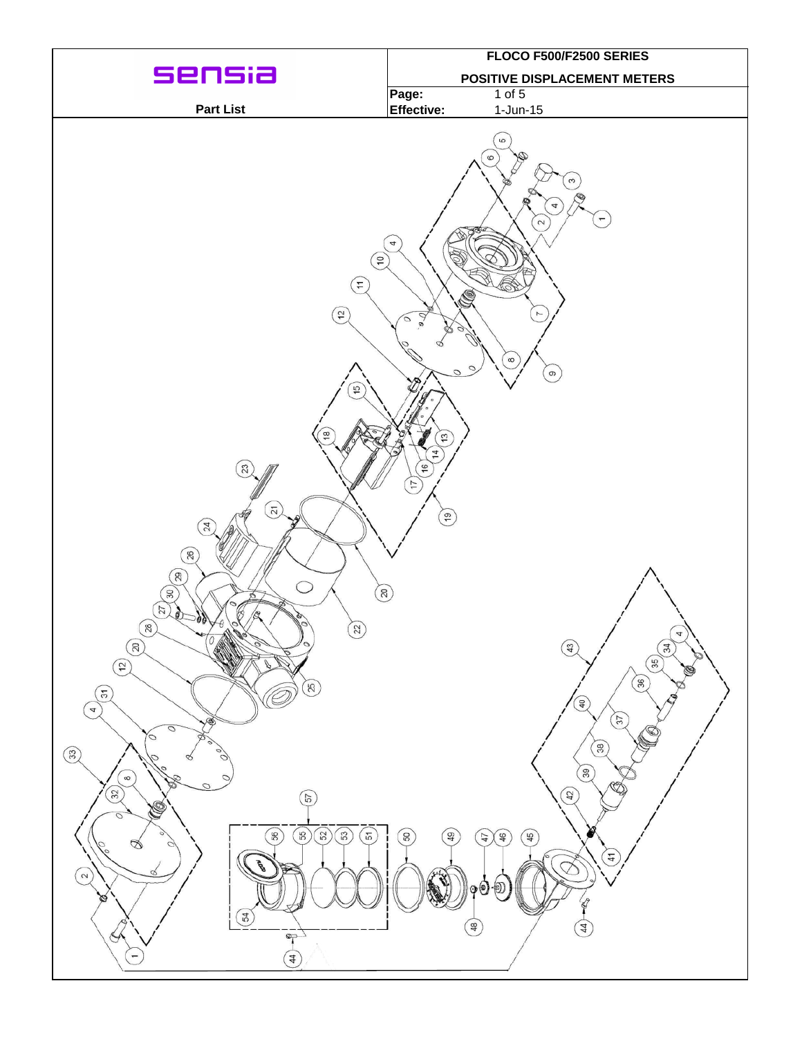# sensia

**Part List**

## FLOCO F500/F2500 SERIES

## POSITIVE DISPLACEMENT METERS

**Effective:** 1-Jun-15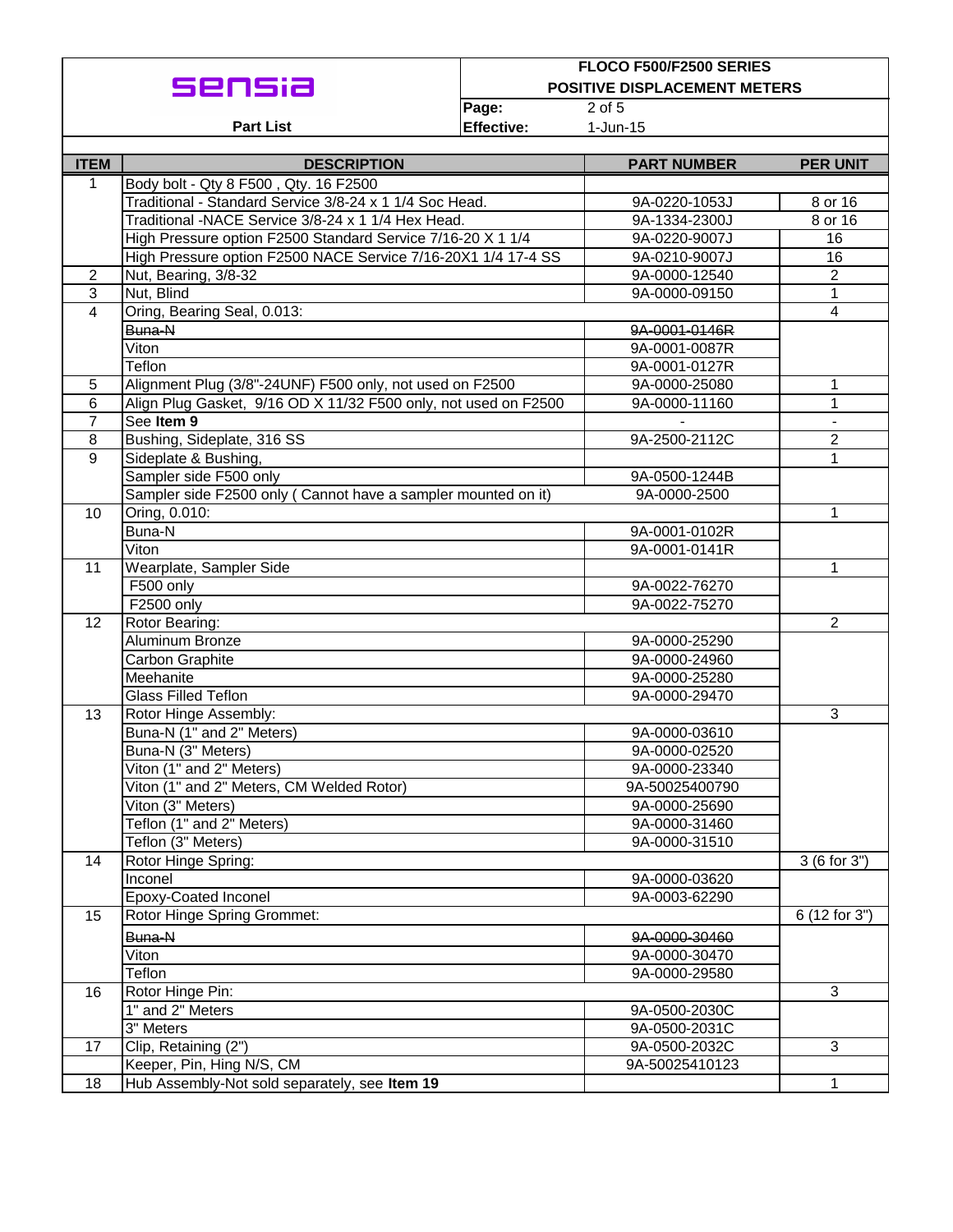sensia

**Part List**

**FLOCO F500/F2500 SERIES**
**POSITIVE DISPLACEMENT METERS**

**Effective:** 1-Jun-15

| ITEM | DESCRIPTION | PART NUMBER | PER UNIT |
|---|---|---|---|
| 1 | Body bolt - Qty 8 F500 , Qty. 16 F2500 | | |
| | Traditional - Standard Service 3/8-24 x 1 1/4 Soc Head. | 9A-0220-1053J | 8 or 16 |
| | Traditional -NACE Service 3/8-24 x 1 1/4 Hex Head. | 9A-1334-2300J | 8 or 16 |
| | High Pressure option F2500 Standard Service 7/16-20 X 1 1/4 | 9A-0220-9007J | 16 |
| | High Pressure option F2500 NACE Service 7/16-20X1 1/4 17-4 SS | 9A-0210-9007J | 16 |
| 2 | Nut, Bearing, 3/8-32 | 9A-0000-12540 | 2 |
| 3 | Nut, Blind | 9A-0000-09150 | 1 |
| 4 | Oring, Bearing Seal, 0.013: | | 4 |
| | ~~Buna-N~~ | ~~9A-0001-0146R~~ | |
| | Viton | 9A-0001-0087R | |
| | Teflon | 9A-0001-0127R | |
| 5 | Alignment Plug (3/8"-24UNF) F500 only, not used on F2500 | 9A-0000-25080 | 1 |
| 6 | Align Plug Gasket, 9/16 OD X 11/32 F500 only, not used on F2500 | 9A-0000-11160 | 1 |
| 7 | See **Item 9** | - | - |
| 8 | Bushing, Sideplate, 316 SS | 9A-2500-2112C | 2 |
| 9 | Sideplate & Bushing, | | 1 |
| | Sampler side F500 only | 9A-0500-1244B | |
| | Sampler side F2500 only ( Cannot have a sampler mounted on it) | 9A-0000-2500 | |
| 10 | Oring, 0.010: | | 1 |
| | Buna-N | 9A-0001-0102R | |
| | Viton | 9A-0001-0141R | |
| 11 | Wearplate, Sampler Side | | 1 |
| | F500 only | 9A-0022-76270 | |
| | F2500 only | 9A-0022-75270 | |
| 12 | Rotor Bearing: | | 2 |
| | Aluminum Bronze | 9A-0000-25290 | |
| | Carbon Graphite | 9A-0000-24960 | |
| | Meehanite | 9A-0000-25280 | |
| | Glass Filled Teflon | 9A-0000-29470 | |
| 13 | Rotor Hinge Assembly: | | 3 |
| | Buna-N (1" and 2" Meters) | 9A-0000-03610 | |
| | Buna-N (3" Meters) | 9A-0000-02520 | |
| | Viton (1" and 2" Meters) | 9A-0000-23340 | |
| | Viton (1" and 2" Meters, CM Welded Rotor) | 9A-50025400790 | |
| | Viton (3" Meters) | 9A-0000-25690 | |
| | Teflon (1" and 2" Meters) | 9A-0000-31460 | |
| | Teflon (3" Meters) | 9A-0000-31510 | |
| 14 | Rotor Hinge Spring: | | 3 (6 for 3") |
| | Inconel | 9A-0000-03620 | |
| | Epoxy-Coated Inconel | 9A-0003-62290 | |
| 15 | Rotor Hinge Spring Grommet: | | 6 (12 for 3") |
| | ~~Buna-N~~ | ~~9A-0000-30460~~ | |
| | Viton | 9A-0000-30470 | |
| | Teflon | 9A-0000-29580 | |
| 16 | Rotor Hinge Pin: | | 3 |
| | 1" and 2" Meters | 9A-0500-2030C | |
| | 3" Meters | 9A-0500-2031C | |
| 17 | Clip, Retaining (2") | 9A-0500-2032C | 3 |
| | Keeper, Pin, Hing N/S, CM | 9A-50025410123 | |
| 18 | Hub Assembly-Not sold separately, see **Item 19** | | 1 |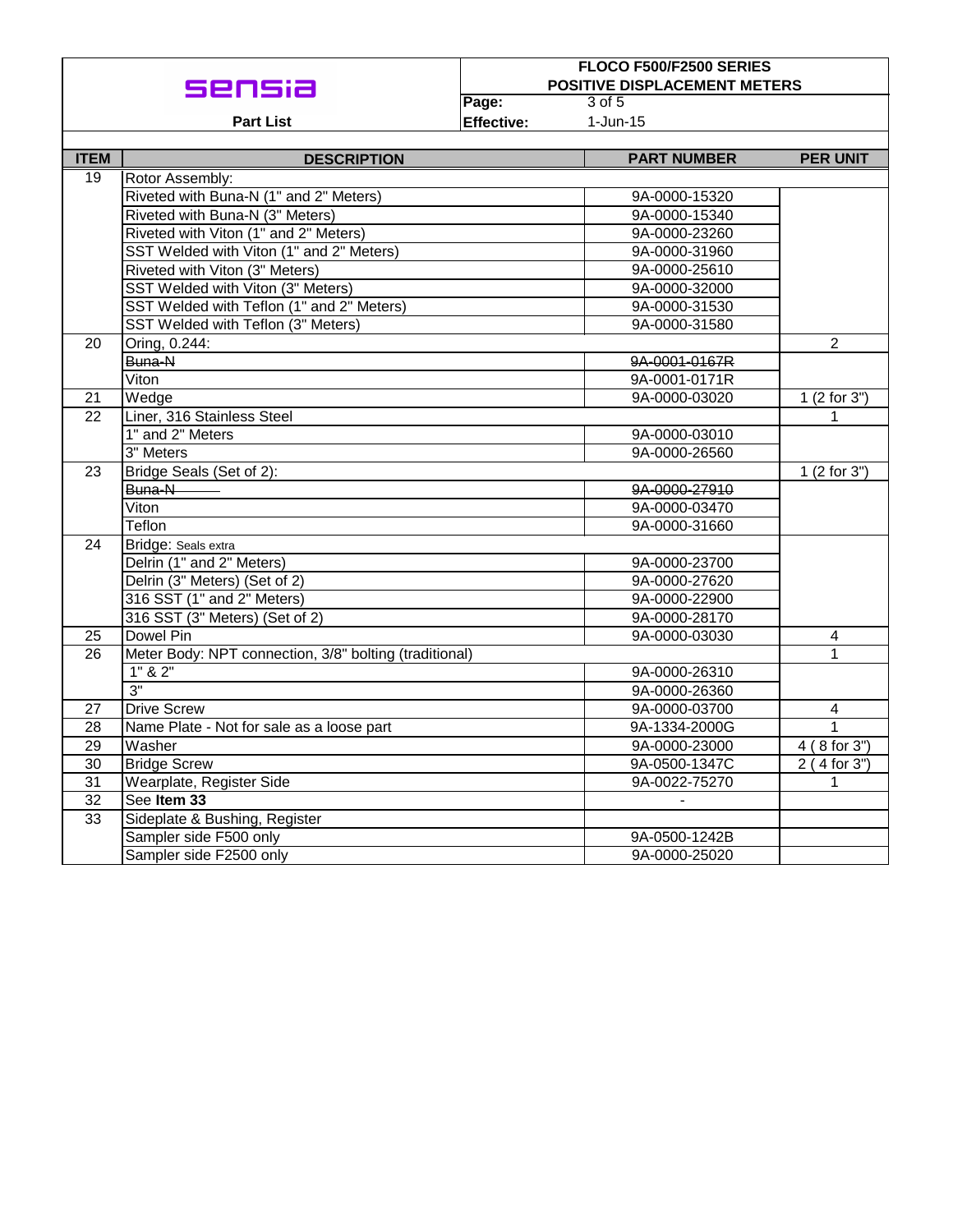sensia

**Part List**

**FLOCO F500/F2500 SERIES**
**POSITIVE DISPLACEMENT METERS**

**Effective:** 1-Jun-15

| ITEM | DESCRIPTION | PART NUMBER | PER UNIT |
|---|---|---|---|
| 19 | Rotor Assembly: | | |
| | Riveted with Buna-N (1" and 2" Meters) | 9A-0000-15320 | |
| | Riveted with Buna-N (3" Meters) | 9A-0000-15340 | |
| | Riveted with Viton (1" and 2" Meters) | 9A-0000-23260 | |
| | SST Welded with Viton (1" and 2" Meters) | 9A-0000-31960 | |
| | Riveted with Viton (3" Meters) | 9A-0000-25610 | |
| | SST Welded with Viton (3" Meters) | 9A-0000-32000 | |
| | SST Welded with Teflon (1" and 2" Meters) | 9A-0000-31530 | |
| | SST Welded with Teflon (3" Meters) | 9A-0000-31580 | |
| 20 | Oring, 0.244: | | 2 |
| | ~~Buna-N~~ | ~~9A-0001-0167R~~ | |
| | Viton | 9A-0001-0171R | |
| 21 | Wedge | 9A-0000-03020 | 1 (2 for 3") |
| 22 | Liner, 316 Stainless Steel | | 1 |
| | 1" and 2" Meters | 9A-0000-03010 | |
| | 3" Meters | 9A-0000-26560 | |
| 23 | Bridge Seals (Set of 2): | | 1 (2 for 3") |
| | ~~Buna-N~~ | ~~9A-0000-27910~~ | |
| | Viton | 9A-0000-03470 | |
| | Teflon | 9A-0000-31660 | |
| 24 | Bridge: Seals extra | | |
| | Delrin (1" and 2" Meters) | 9A-0000-23700 | |
| | Delrin (3" Meters) (Set of 2) | 9A-0000-27620 | |
| | 316 SST (1" and 2" Meters) | 9A-0000-22900 | |
| | 316 SST (3" Meters) (Set of 2) | 9A-0000-28170 | |
| 25 | Dowel Pin | 9A-0000-03030 | 4 |
| 26 | Meter Body: NPT connection, 3/8" bolting (traditional) | | 1 |
| | 1" & 2" | 9A-0000-26310 | |
| | 3" | 9A-0000-26360 | |
| 27 | Drive Screw | 9A-0000-03700 | 4 |
| 28 | Name Plate - Not for sale as a loose part | 9A-1334-2000G | 1 |
| 29 | Washer | 9A-0000-23000 | 4 ( 8 for 3") |
| 30 | Bridge Screw | 9A-0500-1347C | 2 ( 4 for 3") |
| 31 | Wearplate, Register Side | 9A-0022-75270 | 1 |
| 32 | See **Item 33** | - | |
| 33 | Sideplate & Bushing, Register | | |
| | Sampler side F500 only | 9A-0500-1242B | |
| | Sampler side F2500 only | 9A-0000-25020 | |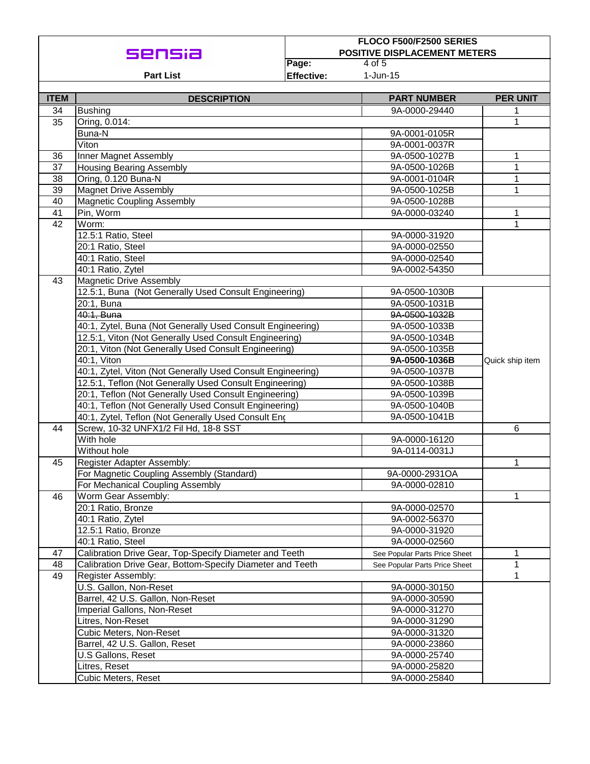**sensia**

**Part List**

**FLOCO F500/F2500 SERIES POSITIVE DISPLACEMENT METERS**

**Effective:** 1-Jun-15

| ITEM | DESCRIPTION | PART NUMBER | PER UNIT |
|---|---|---|---|
| 34 | Bushing | 9A-0000-29440 | 1 |
| 35 | Oring, 0.014: | | 1 |
| | Buna-N | 9A-0001-0105R | |
| | Viton | 9A-0001-0037R | |
| 36 | Inner Magnet Assembly | 9A-0500-1027B | 1 |
| 37 | Housing Bearing Assembly | 9A-0500-1026B | 1 |
| 38 | Oring, 0.120 Buna-N | 9A-0001-0104R | 1 |
| 39 | Magnet Drive Assembly | 9A-0500-1025B | 1 |
| 40 | Magnetic Coupling Assembly | 9A-0500-1028B | |
| 41 | Pin, Worm | 9A-0000-03240 | 1 |
| 42 | Worm: | | 1 |
| | 12.5:1 Ratio, Steel | 9A-0000-31920 | |
| | 20:1 Ratio, Steel | 9A-0000-02550 | |
| | 40:1 Ratio, Steel | 9A-0000-02540 | |
| | 40:1 Ratio, Zytel | 9A-0002-54350 | |
| 43 | Magnetic Drive Assembly | | |
| | 12.5:1, Buna (Not Generally Used Consult Engineering) | 9A-0500-1030B | |
| | 20:1, Buna | 9A-0500-1031B | |
| | ~~40:1, Buna~~ | ~~9A-0500-1032B~~ | |
| | 40:1, Zytel, Buna (Not Generally Used Consult Engineering) | 9A-0500-1033B | |
| | 12.5:1, Viton (Not Generally Used Consult Engineering) | 9A-0500-1034B | |
| | 20:1, Viton (Not Generally Used Consult Engineering) | 9A-0500-1035B | |
| | 40:1, Viton | **9A-0500-1036B** | Quick ship item |
| | 40:1, Zytel, Viton (Not Generally Used Consult Engineering) | 9A-0500-1037B | |
| | 12.5:1, Teflon (Not Generally Used Consult Engineering) | 9A-0500-1038B | |
| | 20:1, Teflon (Not Generally Used Consult Engineering) | 9A-0500-1039B | |
| | 40:1, Teflon (Not Generally Used Consult Engineering) | 9A-0500-1040B | |
| | 40:1, Zytel, Teflon (Not Generally Used Consult Eng | 9A-0500-1041B | |
| 44 | Screw, 10-32 UNFX1/2 Fil Hd, 18-8 SST | | 6 |
| | With hole | 9A-0000-16120 | |
| | Without hole | 9A-0114-0031J | |
| 45 | Register Adapter Assembly: | | 1 |
| | For Magnetic Coupling Assembly (Standard) | 9A-0000-2931OA | |
| | For Mechanical Coupling Assembly | 9A-0000-02810 | |
| 46 | Worm Gear Assembly: | | 1 |
| | 20:1 Ratio, Bronze | 9A-0000-02570 | |
| | 40:1 Ratio, Zytel | 9A-0002-56370 | |
| | 12.5:1 Ratio, Bronze | 9A-0000-31920 | |
| | 40:1 Ratio, Steel | 9A-0000-02560 | |
| 47 | Calibration Drive Gear, Top-Specify Diameter and Teeth | See Popular Parts Price Sheet | 1 |
| 48 | Calibration Drive Gear, Bottom-Specify Diameter and Teeth | See Popular Parts Price Sheet | 1 |
| 49 | Register Assembly: | | 1 |
| | U.S. Gallon, Non-Reset | 9A-0000-30150 | |
| | Barrel, 42 U.S. Gallon, Non-Reset | 9A-0000-30590 | |
| | Imperial Gallons, Non-Reset | 9A-0000-31270 | |
| | Litres, Non-Reset | 9A-0000-31290 | |
| | Cubic Meters, Non-Reset | 9A-0000-31320 | |
| | Barrel, 42 U.S. Gallon, Reset | 9A-0000-23860 | |
| | U.S Gallons, Reset | 9A-0000-25740 | |
| | Litres, Reset | 9A-0000-25820 | |
| | Cubic Meters, Reset | 9A-0000-25840 | |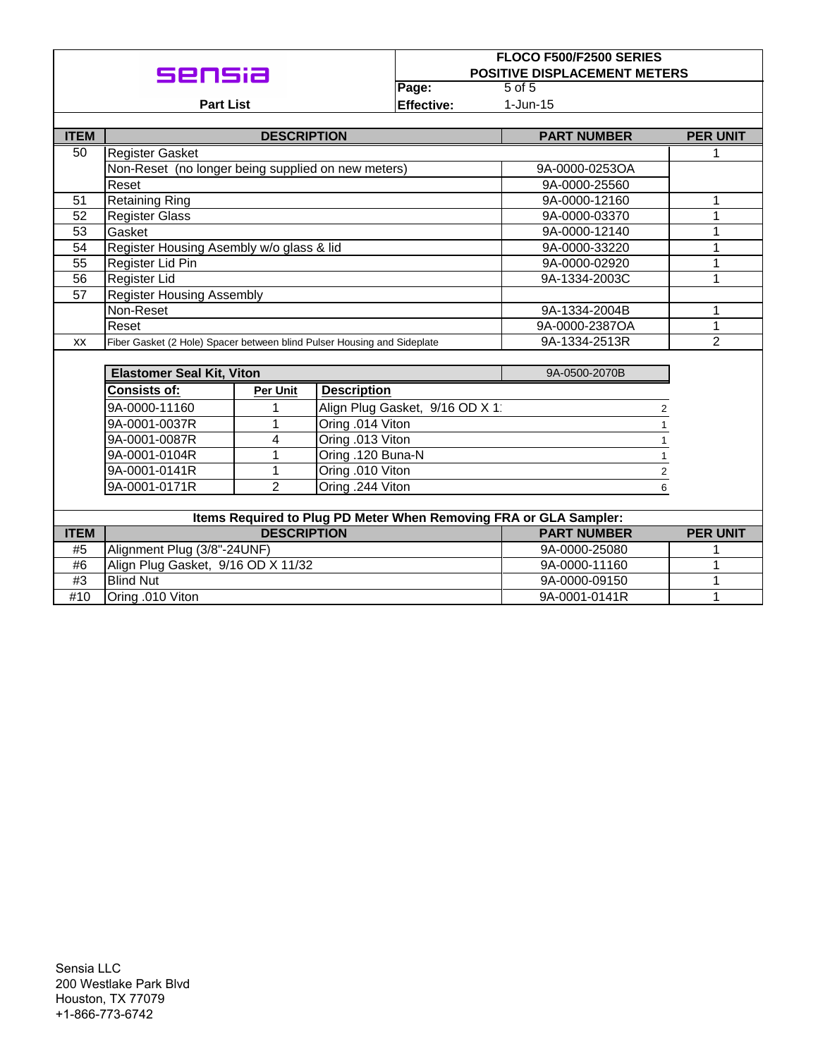**sensia**

**Part List**

**FLOCO F500/F2500 SERIES**
**POSITIVE DISPLACEMENT METERS**

**Effective:** 1-Jun-15

| ITEM | DESCRIPTION | PART NUMBER | PER UNIT |
|---|---|---|---|
| 50 | Register Gasket | | 1 |
| | Non-Reset (no longer being supplied on new meters) | 9A-0000-0253OA | |
| | Reset | 9A-0000-25560 | |
| 51 | Retaining Ring | 9A-0000-12160 | 1 |
| 52 | Register Glass | 9A-0000-03370 | 1 |
| 53 | Gasket | 9A-0000-12140 | 1 |
| 54 | Register Housing Asembly w/o glass & lid | 9A-0000-33220 | 1 |
| 55 | Register Lid Pin | 9A-0000-02920 | 1 |
| 56 | Register Lid | 9A-1334-2003C | 1 |
| 57 | Register Housing Assembly | | |
| | Non-Reset | 9A-1334-2004B | 1 |
| | Reset | 9A-0000-2387OA | 1 |
| XX | Fiber Gasket (2 Hole) Spacer between blind Pulser Housing and Sideplate | 9A-1334-2513R | 2 |

| Elastomer Seal Kit, Viton | | | 9A-0500-2070B |
|---|---|---|---|
| **Consists of:** | **Per Unit** | **Description** | |
| 9A-0000-11160 | 1 | Align Plug Gasket, 9/16 OD X 1: | 2 |
| 9A-0001-0037R | 1 | Oring .014 Viton | 1 |
| 9A-0001-0087R | 4 | Oring .013 Viton | 1 |
| 9A-0001-0104R | 1 | Oring .120 Buna-N | 1 |
| 9A-0001-0141R | 1 | Oring .010 Viton | 2 |
| 9A-0001-0171R | 2 | Oring .244 Viton | 6 |

**Items Required to Plug PD Meter When Removing FRA or GLA Sampler:**

| ITEM | DESCRIPTION | PART NUMBER | PER UNIT |
|---|---|---|---|
| #5 | Alignment Plug (3/8"-24UNF) | 9A-0000-25080 | 1 |
| #6 | Align Plug Gasket, 9/16 OD X 11/32 | 9A-0000-11160 | 1 |
| #3 | Blind Nut | 9A-0000-09150 | 1 |
| #10 | Oring .010 Viton | 9A-0001-0141R | 1 |

Sensia LLC
200 Westlake Park Blvd
Houston, TX 77079
+1-866-773-6742